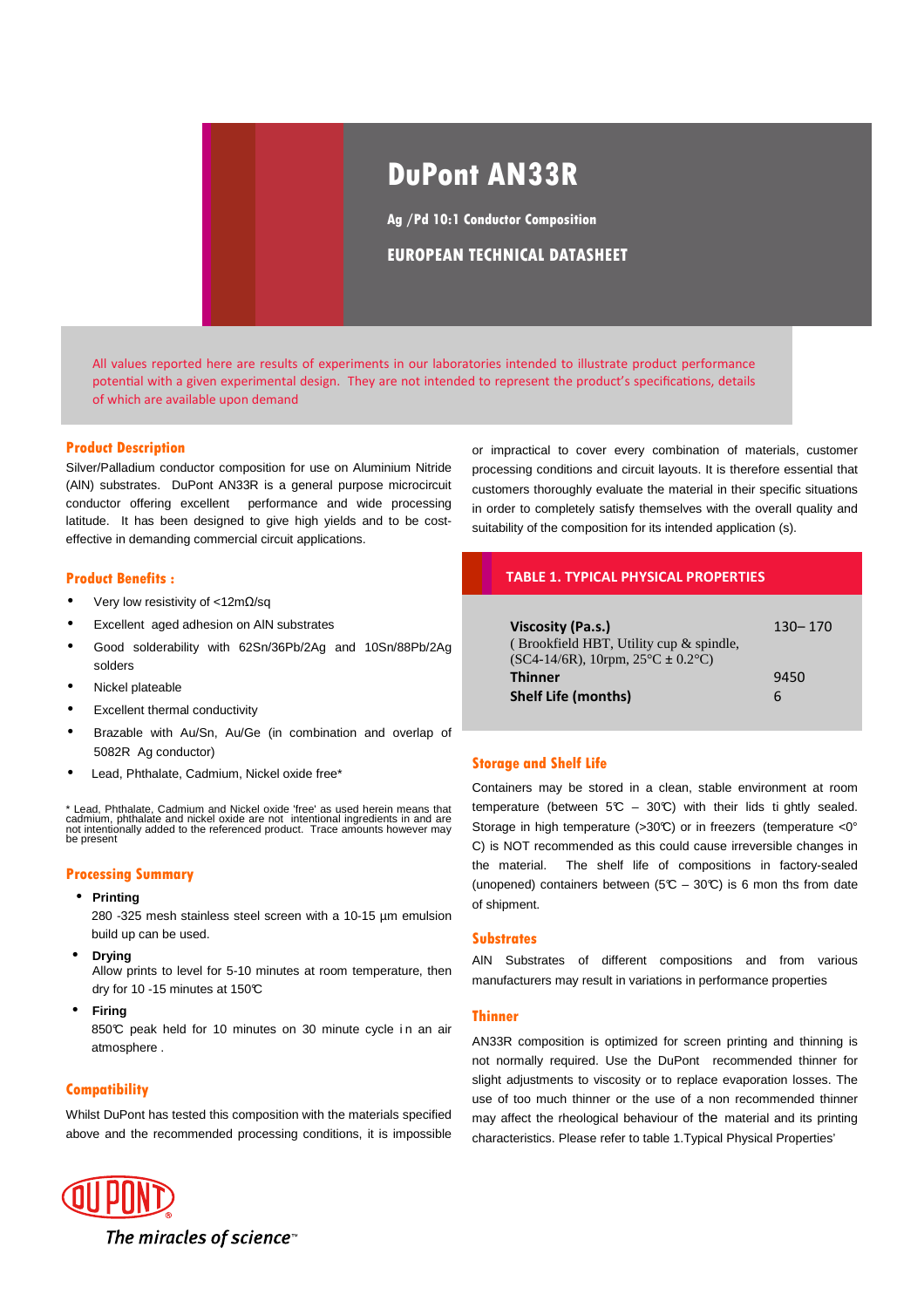# DuPont AN33R

**Ag /Pd 10:1 Conductor Composition**

**EUROPEAN TECHNICAL DATASHEET**

All values reported here are results of experiments in our laboratories intended to illustrate product performance potential with a given experimental design. They are not intended to represent the product's specifications, details of which are available upon demand

## Product Description

Silver/Palladium conductor composition for use on Aluminium Nitride (AlN) substrates. DuPont AN33R is a general purpose microcircuit conductor offering excellent performance and wide processing latitude. It has been designed to give high yields and to be cost-effective in demanding commercial circuit applications.

## Product Benefits :

- Very low resistivity of <12mΩ/sq
- Excellent aged adhesion on AlN substrates
- Good solderability with 62Sn/36Pb/2Ag and 10Sn/88Pb/2Ag solders
- Nickel plateable
- Excellent thermal conductivity
- Brazable with Au/Sn, Au/Ge (in combination and overlap of 5082R Ag conductor)
- Lead, Phthalate, Cadmium, Nickel oxide free*

\* Lead, Phthalate, Cadmium and Nickel oxide 'free' as used herein means that cadmium, phthalate and nickel oxide are not intentional ingredients in and are not intentionally added to the referenced product. Trace amounts however may be present

## Processing Summary

- **Printing**
  280 -325 mesh stainless steel screen with a 10-15 µm emulsion build up can be used.
- **Drying**
  Allow prints to level for 5-10 minutes at room temperature, then dry for 10 -15 minutes at 150°C
- **Firing**
  850°C peak held for 10 minutes on 30 minute cycle in an air atmosphere .

## Compatibility

Whilst DuPont has tested this composition with the materials specified above and the recommended processing conditions, it is impossible or impractical to cover every combination of materials, customer processing conditions and circuit layouts. It is therefore essential that customers thoroughly evaluate the material in their specific situations in order to completely satisfy themselves with the overall quality and suitability of the composition for its intended application (s).

## TABLE 1. TYPICAL PHYSICAL PROPERTIES

| Property | Value |
|---|---|
| **Viscosity (Pa.s.)** ( Brookfield HBT, Utility cup & spindle, (SC4-14/6R), 10rpm, 25°C ± 0.2°C) | 130– 170 |
| **Thinner** | 9450 |
| **Shelf Life (months)** | 6 |

## Storage and Shelf Life

Containers may be stored in a clean, stable environment at room temperature (between 5°C – 30°C) with their lids tightly sealed. Storage in high temperature (>30°C) or in freezers (temperature <0° C) is NOT recommended as this could cause irreversible changes in the material. The shelf life of compositions in factory-sealed (unopened) containers between (5°C – 30°C) is 6 months from date of shipment.

## Substrates

AlN Substrates of different compositions and from various manufacturers may result in variations in performance properties

## Thinner

AN33R composition is optimized for screen printing and thinning is not normally required. Use the DuPont recommended thinner for slight adjustments to viscosity or to replace evaporation losses. The use of too much thinner or the use of a non recommended thinner may affect the rheological behaviour of the material and its printing characteristics. Please refer to table 1.Typical Physical Properties'

*The miracles of science*™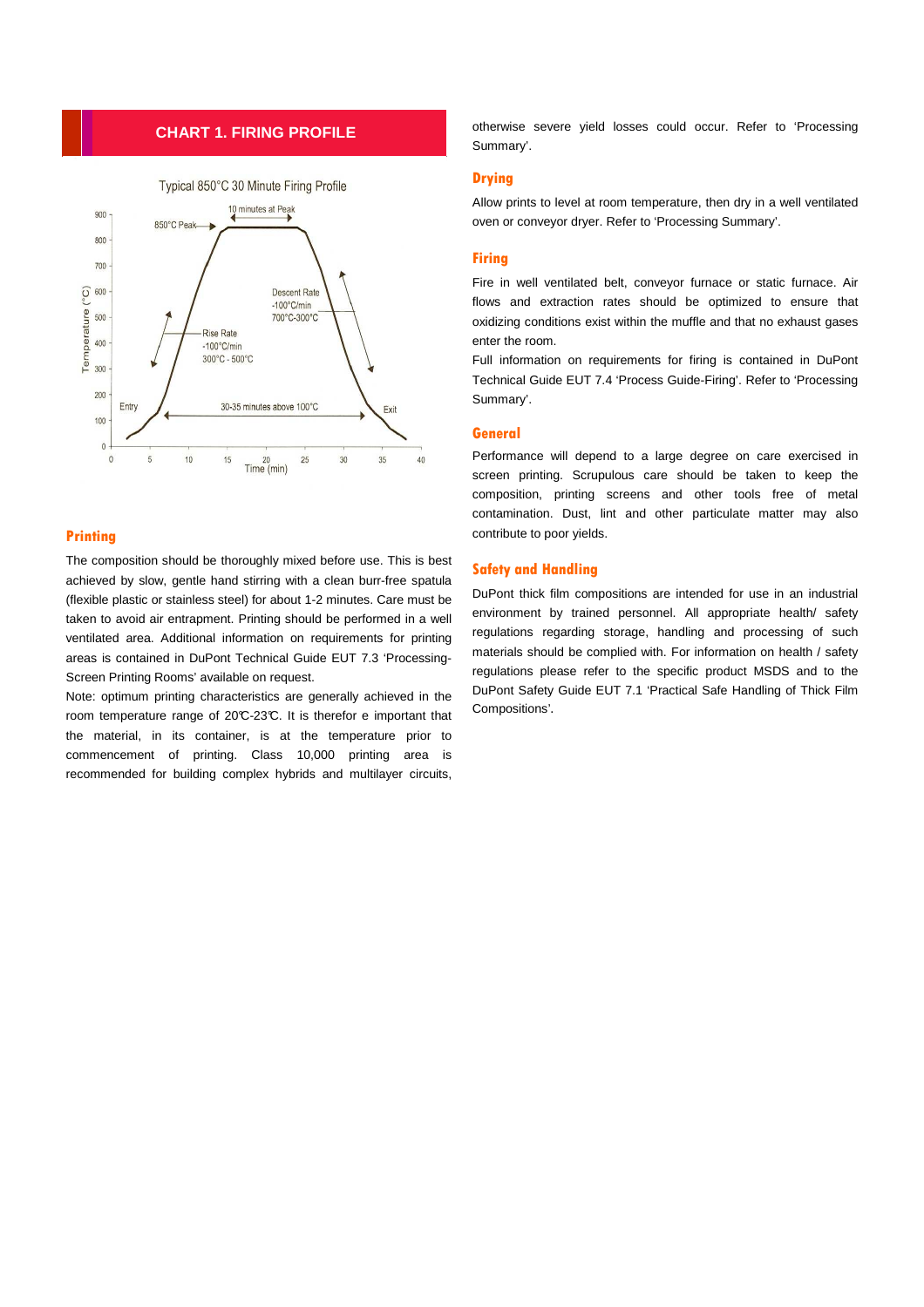## CHART 1. FIRING PROFILE

Typical 850°C 30 Minute Firing Profile

850°C Peak

10 minutes at Peak

Descent Rate -100°C/min 700°C-300°C

Rise Rate -100°C/min 300°C - 500°C

Entry

30-35 minutes above 100°C

Exit

Temperature (°C)

Time (min)

## Printing

The composition should be thoroughly mixed before use. This is best achieved by slow, gentle hand stirring with a clean burr-free spatula (flexible plastic or stainless steel) for about 1-2 minutes. Care must be taken to avoid air entrapment. Printing should be performed in a well ventilated area. Additional information on requirements for printing areas is contained in DuPont Technical Guide EUT 7.3 'Processing-Screen Printing Rooms' available on request.

Note: optimum printing characteristics are generally achieved in the room temperature range of 20℃-23℃. It is therefor e important that the material, in its container, is at the temperature prior to commencement of printing. Class 10,000 printing area is recommended for building complex hybrids and multilayer circuits, otherwise severe yield losses could occur. Refer to 'Processing Summary'.

## Drying

Allow prints to level at room temperature, then dry in a well ventilated oven or conveyor dryer. Refer to 'Processing Summary'.

## Firing

Fire in well ventilated belt, conveyor furnace or static furnace. Air flows and extraction rates should be optimized to ensure that oxidizing conditions exist within the muffle and that no exhaust gases enter the room.

Full information on requirements for firing is contained in DuPont Technical Guide EUT 7.4 'Process Guide-Firing'. Refer to 'Processing Summary'.

## General

Performance will depend to a large degree on care exercised in screen printing. Scrupulous care should be taken to keep the composition, printing screens and other tools free of metal contamination. Dust, lint and other particulate matter may also contribute to poor yields.

## Safety and Handling

DuPont thick film compositions are intended for use in an industrial environment by trained personnel. All appropriate health/ safety regulations regarding storage, handling and processing of such materials should be complied with. For information on health / safety regulations please refer to the specific product MSDS and to the DuPont Safety Guide EUT 7.1 'Practical Safe Handling of Thick Film Compositions'.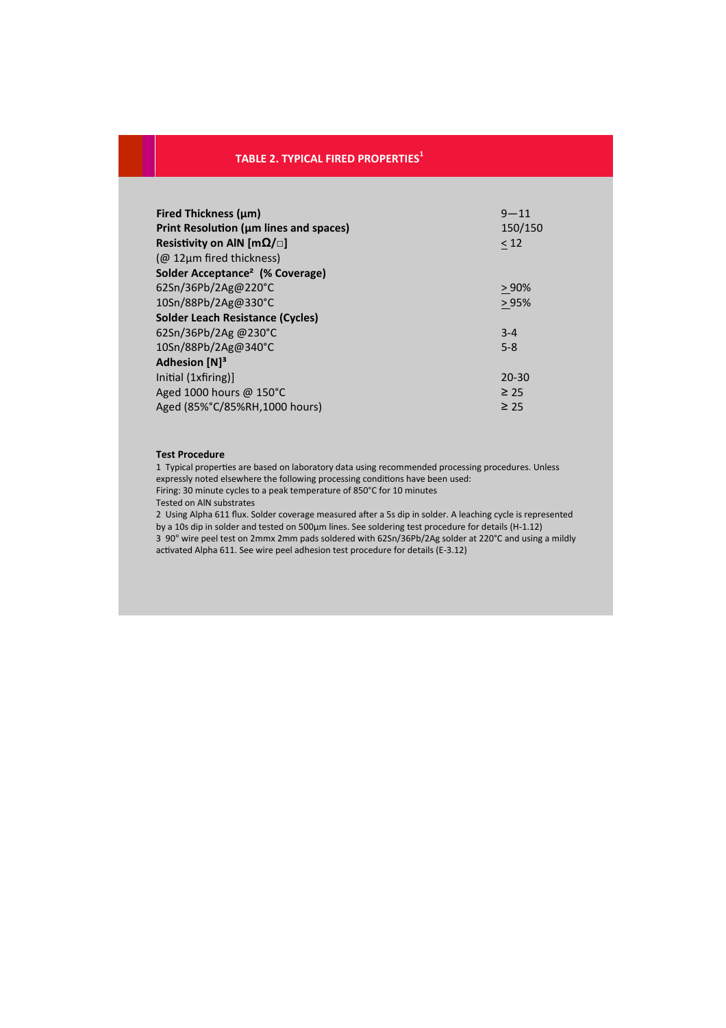## TABLE 2. TYPICAL FIRED PROPERTIES[1]

| | |
|---|---|
| **Fired Thickness (µm)** | 9—11 |
| **Print Resolution (µm lines and spaces)** | 150/150 |
| **Resistivity on AlN [mΩ/□]** | ≤ 12 |
| (@ 12µm fired thickness) | |
| **Solder Acceptance[2] (% Coverage)** | |
| 62Sn/36Pb/2Ag@220°C | ≥ 90% |
| 10Sn/88Pb/2Ag@330°C | ≥ 95% |
| **Solder Leach Resistance (Cycles)** | |
| 62Sn/36Pb/2Ag @230°C | 3-4 |
| 10Sn/88Pb/2Ag@340°C | 5-8 |
| **Adhesion [N][3]** | |
| Initial (1xfiring)] | 20-30 |
| Aged 1000 hours @ 150°C | ≥ 25 |
| Aged (85%°C/85%RH,1000 hours) | ≥ 25 |

**Test Procedure**

1 Typical properties are based on laboratory data using recommended processing procedures. Unless expressly noted elsewhere the following processing conditions have been used:
Firing: 30 minute cycles to a peak temperature of 850°C for 10 minutes
Tested on AlN substrates

2 Using Alpha 611 flux. Solder coverage measured after a 5s dip in solder. A leaching cycle is represented by a 10s dip in solder and tested on 500µm lines. See soldering test procedure for details (H-1.12)

3 90° wire peel test on 2mmx 2mm pads soldered with 62Sn/36Pb/2Ag solder at 220°C and using a mildly activated Alpha 611. See wire peel adhesion test procedure for details (E-3.12)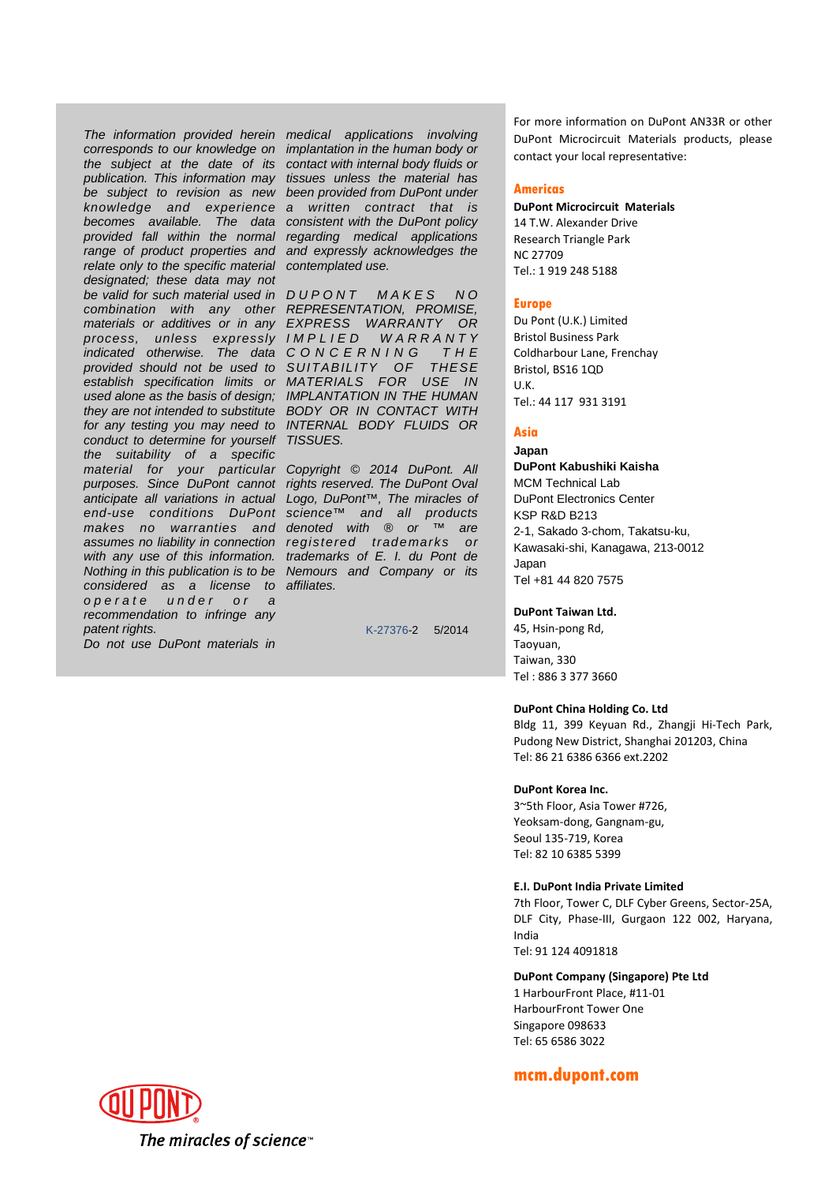*The information provided herein corresponds to our knowledge on the subject at the date of its publication. This information may be subject to revision as new knowledge and experience becomes available. The data provided fall within the normal range of product properties and relate only to the specific material designated; these data may not be valid for such material used in combination with any other materials or additives or in any process, unless expressly indicated otherwise. The data provided should not be used to establish specification limits or used alone as the basis of design; they are not intended to substitute for any testing you may need to conduct to determine for yourself the suitability of a specific material for your particular purposes. Since DuPont cannot anticipate all variations in actual end-use conditions DuPont makes no warranties and assumes no liability in connection with any use of this information. Nothing in this publication is to be considered as a license to operate under or a recommendation to infringe any patent rights.*

*Do not use DuPont materials in medical applications involving implantation in the human body or contact with internal body fluids or tissues unless the material has been provided from DuPont under a written contract that is consistent with the DuPont policy regarding medical applications and expressly acknowledges the contemplated use.*

*DUPONT MAKES NO REPRESENTATION, PROMISE, EXPRESS WARRANTY OR IMPLIED WARRANTY CONCERNING THE SUITABILITY OF THESE MATERIALS FOR USE IN IMPLANTATION IN THE HUMAN BODY OR IN CONTACT WITH INTERNAL BODY FLUIDS OR TISSUES.*

*Copyright © 2014 DuPont. All rights reserved. The DuPont Oval Logo, DuPont™, The miracles of science™ and all products denoted with ® or ™ are registered trademarks or trademarks of E. I. du Pont de Nemours and Company or its affiliates.*

K-27376-2 5/2014

For more information on DuPont AN33R or other DuPont Microcircuit Materials products, please contact your local representative:

## Americas

**DuPont Microcircuit Materials**
14 T.W. Alexander Drive
Research Triangle Park
NC 27709
Tel.: 1 919 248 5188

## Europe

Du Pont (U.K.) Limited
Bristol Business Park
Coldharbour Lane, Frenchay
Bristol, BS16 1QD
U.K.
Tel.: 44 117 931 3191

## Asia

**Japan**
**DuPont Kabushiki Kaisha**
MCM Technical Lab
DuPont Electronics Center
KSP R&D B213
2-1, Sakado 3-chom, Takatsu-ku,
Kawasaki-shi, Kanagawa, 213-0012
Japan
Tel +81 44 820 7575

**DuPont Taiwan Ltd.**
45, Hsin-pong Rd,
Taoyuan,
Taiwan, 330
Tel : 886 3 377 3660

**DuPont China Holding Co. Ltd**
Bldg 11, 399 Keyuan Rd., Zhangji Hi-Tech Park, Pudong New District, Shanghai 201203, China
Tel: 86 21 6386 6366 ext.2202

**DuPont Korea Inc.**
3~5th Floor, Asia Tower #726,
Yeoksam-dong, Gangnam-gu,
Seoul 135-719, Korea
Tel: 82 10 6385 5399

**E.I. DuPont India Private Limited**
7th Floor, Tower C, DLF Cyber Greens, Sector-25A, DLF City, Phase-III, Gurgaon 122 002, Haryana, India
Tel: 91 124 4091818

**DuPont Company (Singapore) Pte Ltd**
1 HarbourFront Place, #11-01
HarbourFront Tower One
Singapore 098633
Tel: 65 6586 3022

**mcm.dupont.com**

DUPONT®
*The miracles of science™*